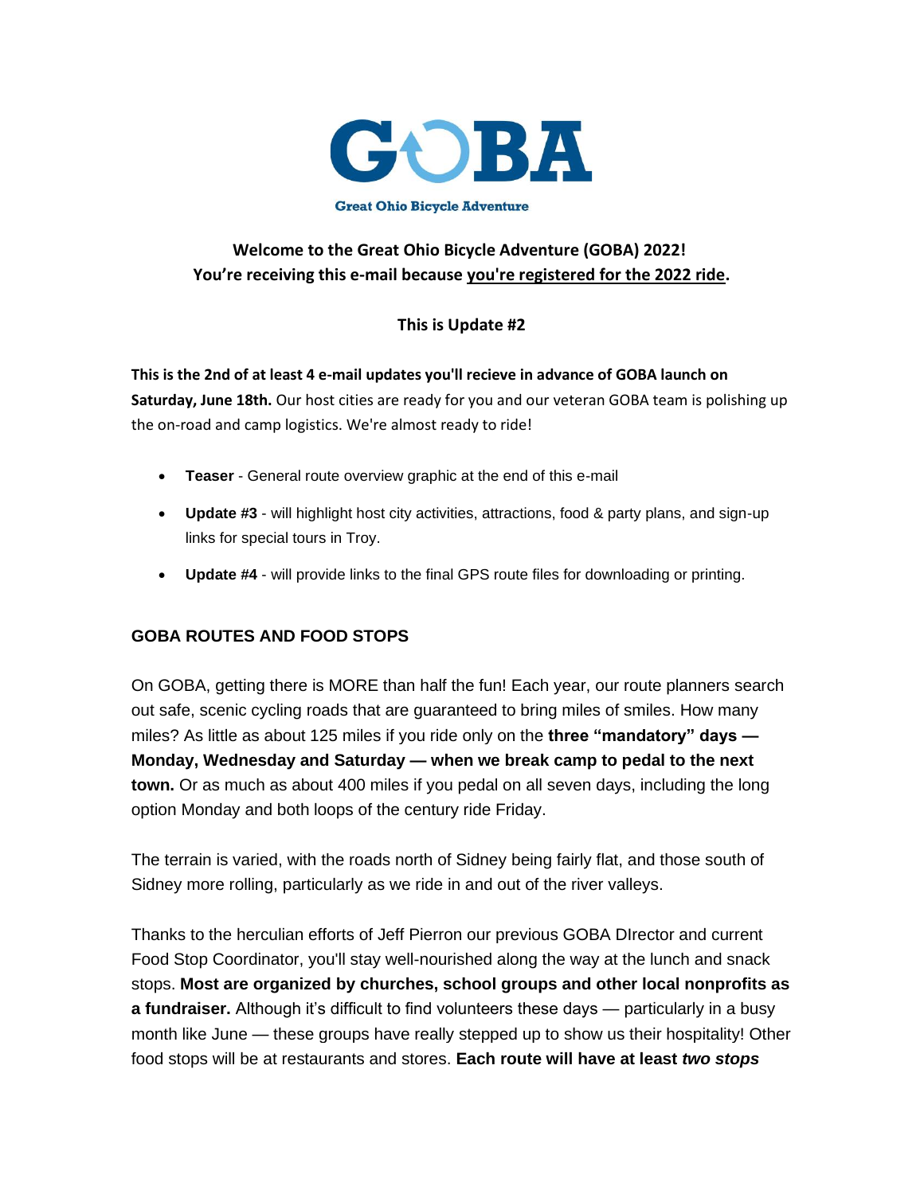# GOBA

Great Ohio Bicycle Adventure

**Welcome to the Great Ohio Bicycle Adventure (GOBA) 2022!**
**You're receiving this e-mail because you're registered for the 2022 ride.**

**This is Update #2**

**This is the 2nd of at least 4 e-mail updates you'll recieve in advance of GOBA launch on Saturday, June 18th.** Our host cities are ready for you and our veteran GOBA team is polishing up the on-road and camp logistics. We're almost ready to ride!

- **Teaser** - General route overview graphic at the end of this e-mail
- **Update #3** - will highlight host city activities, attractions, food & party plans, and sign-up links for special tours in Troy.
- **Update #4** - will provide links to the final GPS route files for downloading or printing.

## GOBA ROUTES AND FOOD STOPS

On GOBA, getting there is MORE than half the fun! Each year, our route planners search out safe, scenic cycling roads that are guaranteed to bring miles of smiles. How many miles? As little as about 125 miles if you ride only on the **three "mandatory" days — Monday, Wednesday and Saturday — when we break camp to pedal to the next town.** Or as much as about 400 miles if you pedal on all seven days, including the long option Monday and both loops of the century ride Friday.

The terrain is varied, with the roads north of Sidney being fairly flat, and those south of Sidney more rolling, particularly as we ride in and out of the river valleys.

Thanks to the herculian efforts of Jeff Pierron our previous GOBA DIrector and current Food Stop Coordinator, you'll stay well-nourished along the way at the lunch and snack stops. **Most are organized by churches, school groups and other local nonprofits as a fundraiser.** Although it's difficult to find volunteers these days — particularly in a busy month like June — these groups have really stepped up to show us their hospitality! Other food stops will be at restaurants and stores. **Each route will have at least *two stops***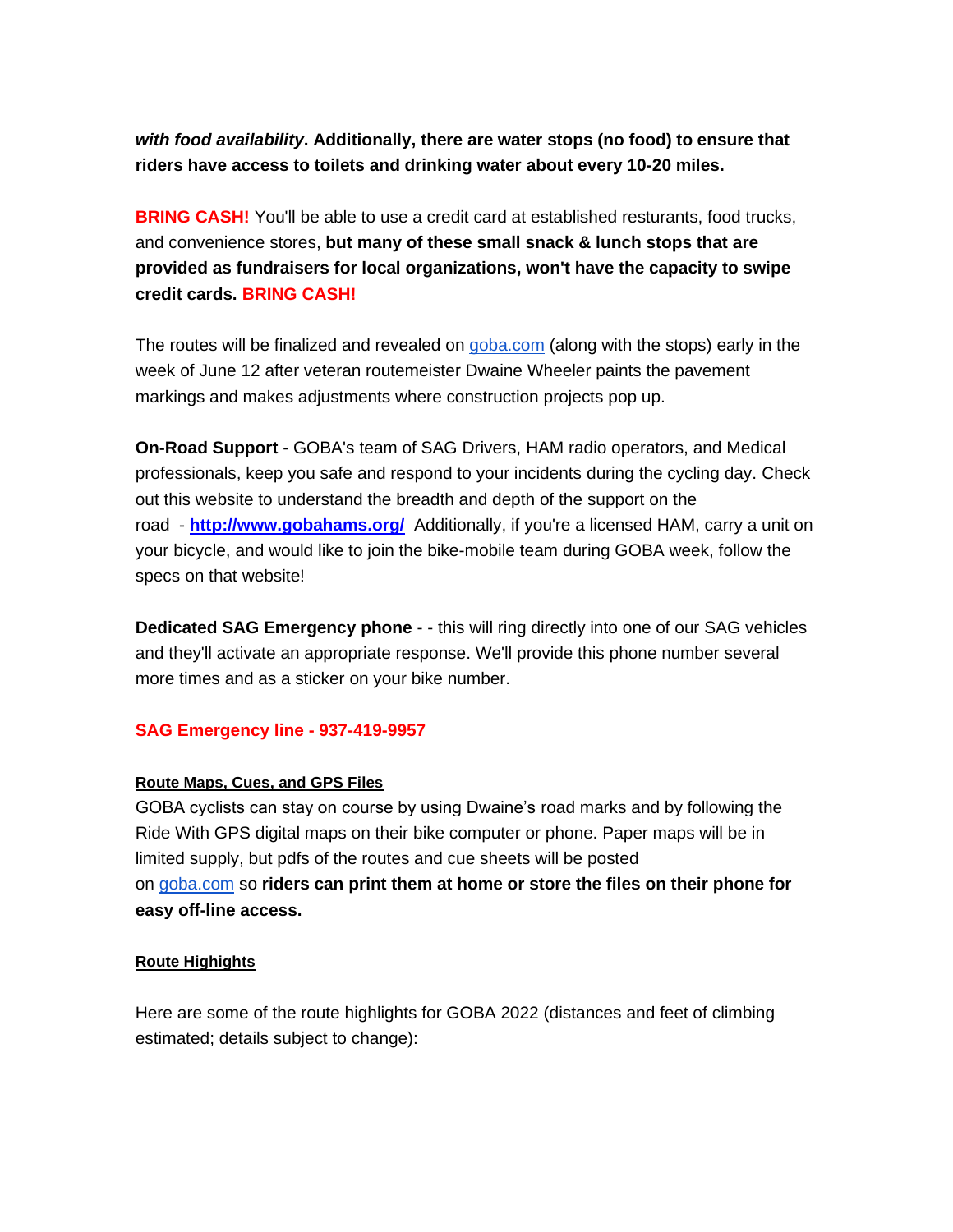***with food availability*. Additionally, there are water stops (no food) to ensure that riders have access to toilets and drinking water about every 10-20 miles.**

**BRING CASH!** You'll be able to use a credit card at established resturants, food trucks, and convenience stores, **but many of these small snack & lunch stops that are provided as fundraisers for local organizations, won't have the capacity to swipe credit cards. BRING CASH!**

The routes will be finalized and revealed on [goba.com](goba.com) (along with the stops) early in the week of June 12 after veteran routemeister Dwaine Wheeler paints the pavement markings and makes adjustments where construction projects pop up.

**On-Road Support** - GOBA's team of SAG Drivers, HAM radio operators, and Medical professionals, keep you safe and respond to your incidents during the cycling day. Check out this website to understand the breadth and depth of the support on the road - **[http://www.gobahams.org/](http://www.gobahams.org/)** Additionally, if you're a licensed HAM, carry a unit on your bicycle, and would like to join the bike-mobile team during GOBA week, follow the specs on that website!

**Dedicated SAG Emergency phone** - - this will ring directly into one of our SAG vehicles and they'll activate an appropriate response. We'll provide this phone number several more times and as a sticker on your bike number.

**SAG Emergency line - 937-419-9957**

**Route Maps, Cues, and GPS Files**

GOBA cyclists can stay on course by using Dwaine's road marks and by following the Ride With GPS digital maps on their bike computer or phone. Paper maps will be in limited supply, but pdfs of the routes and cue sheets will be posted on [goba.com](goba.com) so **riders can print them at home or store the files on their phone for easy off-line access.**

**Route Highights**

Here are some of the route highlights for GOBA 2022 (distances and feet of climbing estimated; details subject to change):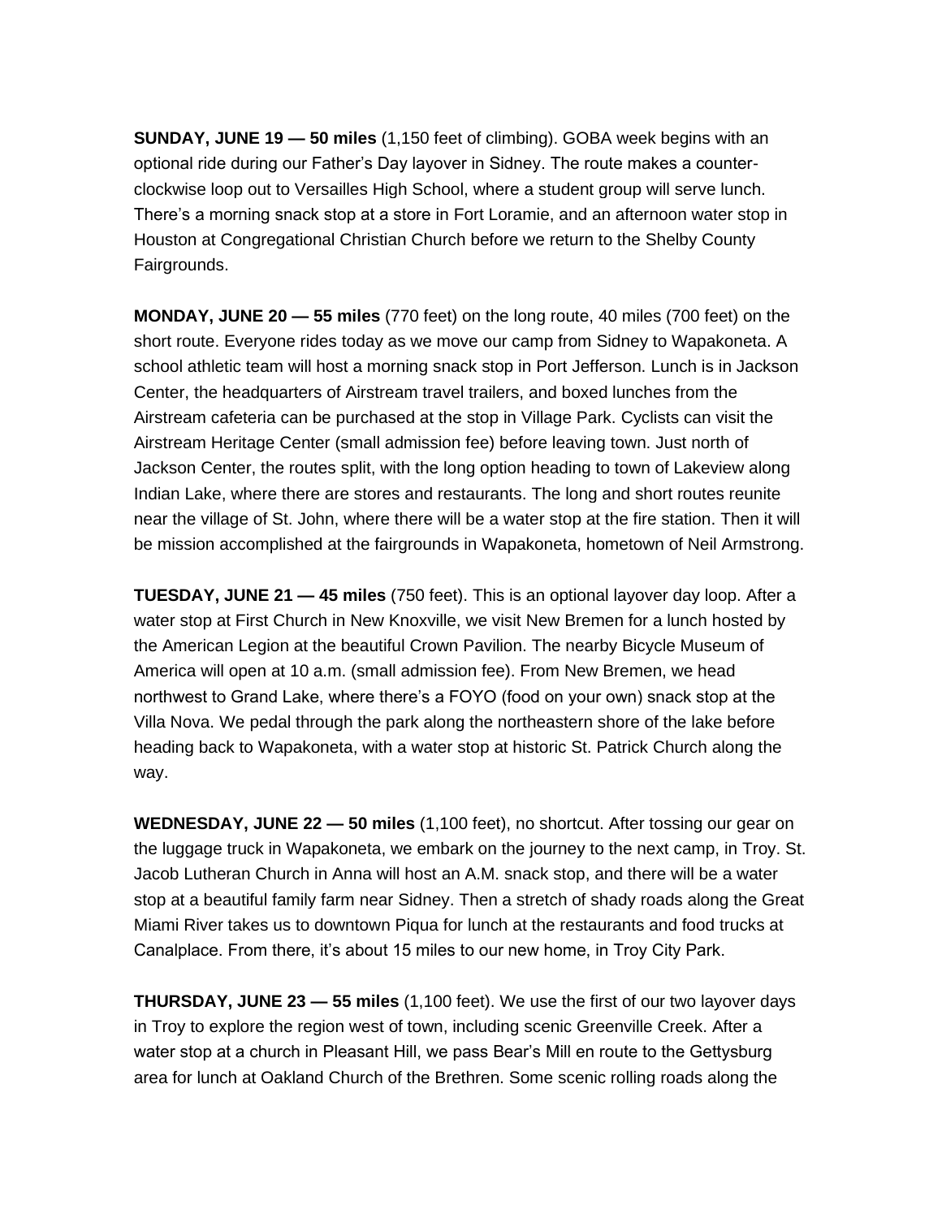**SUNDAY, JUNE 19 — 50 miles** (1,150 feet of climbing). GOBA week begins with an optional ride during our Father's Day layover in Sidney. The route makes a counter-clockwise loop out to Versailles High School, where a student group will serve lunch. There's a morning snack stop at a store in Fort Loramie, and an afternoon water stop in Houston at Congregational Christian Church before we return to the Shelby County Fairgrounds.

**MONDAY, JUNE 20 — 55 miles** (770 feet) on the long route, 40 miles (700 feet) on the short route. Everyone rides today as we move our camp from Sidney to Wapakoneta. A school athletic team will host a morning snack stop in Port Jefferson. Lunch is in Jackson Center, the headquarters of Airstream travel trailers, and boxed lunches from the Airstream cafeteria can be purchased at the stop in Village Park. Cyclists can visit the Airstream Heritage Center (small admission fee) before leaving town. Just north of Jackson Center, the routes split, with the long option heading to town of Lakeview along Indian Lake, where there are stores and restaurants. The long and short routes reunite near the village of St. John, where there will be a water stop at the fire station. Then it will be mission accomplished at the fairgrounds in Wapakoneta, hometown of Neil Armstrong.

**TUESDAY, JUNE 21 — 45 miles** (750 feet). This is an optional layover day loop. After a water stop at First Church in New Knoxville, we visit New Bremen for a lunch hosted by the American Legion at the beautiful Crown Pavilion. The nearby Bicycle Museum of America will open at 10 a.m. (small admission fee). From New Bremen, we head northwest to Grand Lake, where there's a FOYO (food on your own) snack stop at the Villa Nova. We pedal through the park along the northeastern shore of the lake before heading back to Wapakoneta, with a water stop at historic St. Patrick Church along the way.

**WEDNESDAY, JUNE 22 — 50 miles** (1,100 feet), no shortcut. After tossing our gear on the luggage truck in Wapakoneta, we embark on the journey to the next camp, in Troy. St. Jacob Lutheran Church in Anna will host an A.M. snack stop, and there will be a water stop at a beautiful family farm near Sidney. Then a stretch of shady roads along the Great Miami River takes us to downtown Piqua for lunch at the restaurants and food trucks at Canalplace. From there, it's about 15 miles to our new home, in Troy City Park.

**THURSDAY, JUNE 23 — 55 miles** (1,100 feet). We use the first of our two layover days in Troy to explore the region west of town, including scenic Greenville Creek. After a water stop at a church in Pleasant Hill, we pass Bear's Mill en route to the Gettysburg area for lunch at Oakland Church of the Brethren. Some scenic rolling roads along the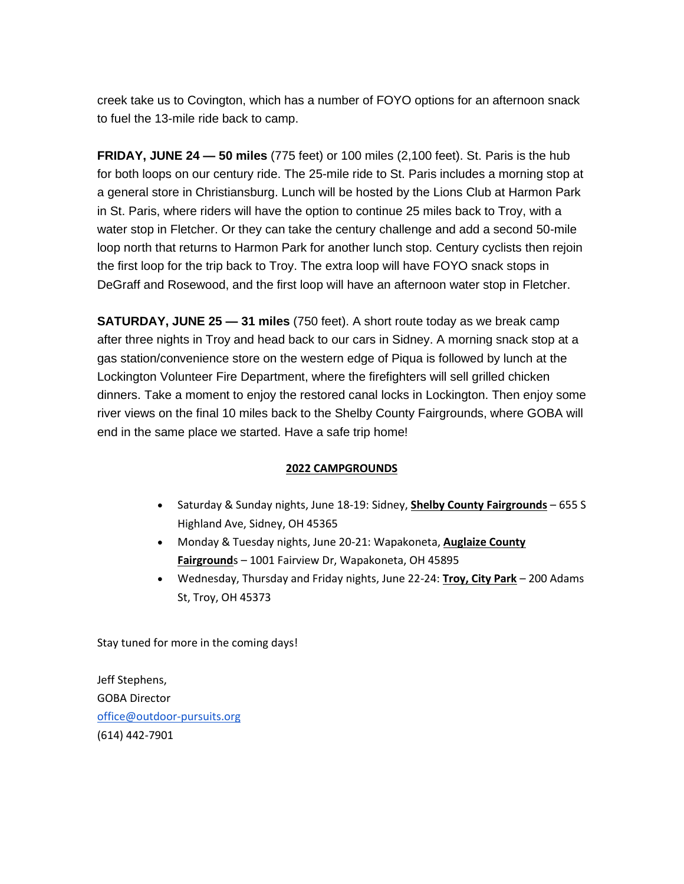creek take us to Covington, which has a number of FOYO options for an afternoon snack to fuel the 13-mile ride back to camp.

**FRIDAY, JUNE 24 — 50 miles** (775 feet) or 100 miles (2,100 feet). St. Paris is the hub for both loops on our century ride. The 25-mile ride to St. Paris includes a morning stop at a general store in Christiansburg. Lunch will be hosted by the Lions Club at Harmon Park in St. Paris, where riders will have the option to continue 25 miles back to Troy, with a water stop in Fletcher. Or they can take the century challenge and add a second 50-mile loop north that returns to Harmon Park for another lunch stop. Century cyclists then rejoin the first loop for the trip back to Troy. The extra loop will have FOYO snack stops in DeGraff and Rosewood, and the first loop will have an afternoon water stop in Fletcher.

**SATURDAY, JUNE 25 — 31 miles** (750 feet). A short route today as we break camp after three nights in Troy and head back to our cars in Sidney. A morning snack stop at a gas station/convenience store on the western edge of Piqua is followed by lunch at the Lockington Volunteer Fire Department, where the firefighters will sell grilled chicken dinners. Take a moment to enjoy the restored canal locks in Lockington. Then enjoy some river views on the final 10 miles back to the Shelby County Fairgrounds, where GOBA will end in the same place we started. Have a safe trip home!

**2022 CAMPGROUNDS**

- Saturday & Sunday nights, June 18-19: Sidney, **Shelby County Fairgrounds** – 655 S Highland Ave, Sidney, OH 45365
- Monday & Tuesday nights, June 20-21: Wapakoneta, **Auglaize County Fairground**s – 1001 Fairview Dr, Wapakoneta, OH 45895
- Wednesday, Thursday and Friday nights, June 22-24: **Troy, City Park** – 200 Adams St, Troy, OH 45373

Stay tuned for more in the coming days!

Jeff Stephens,
GOBA Director
office@outdoor-pursuits.org
(614) 442-7901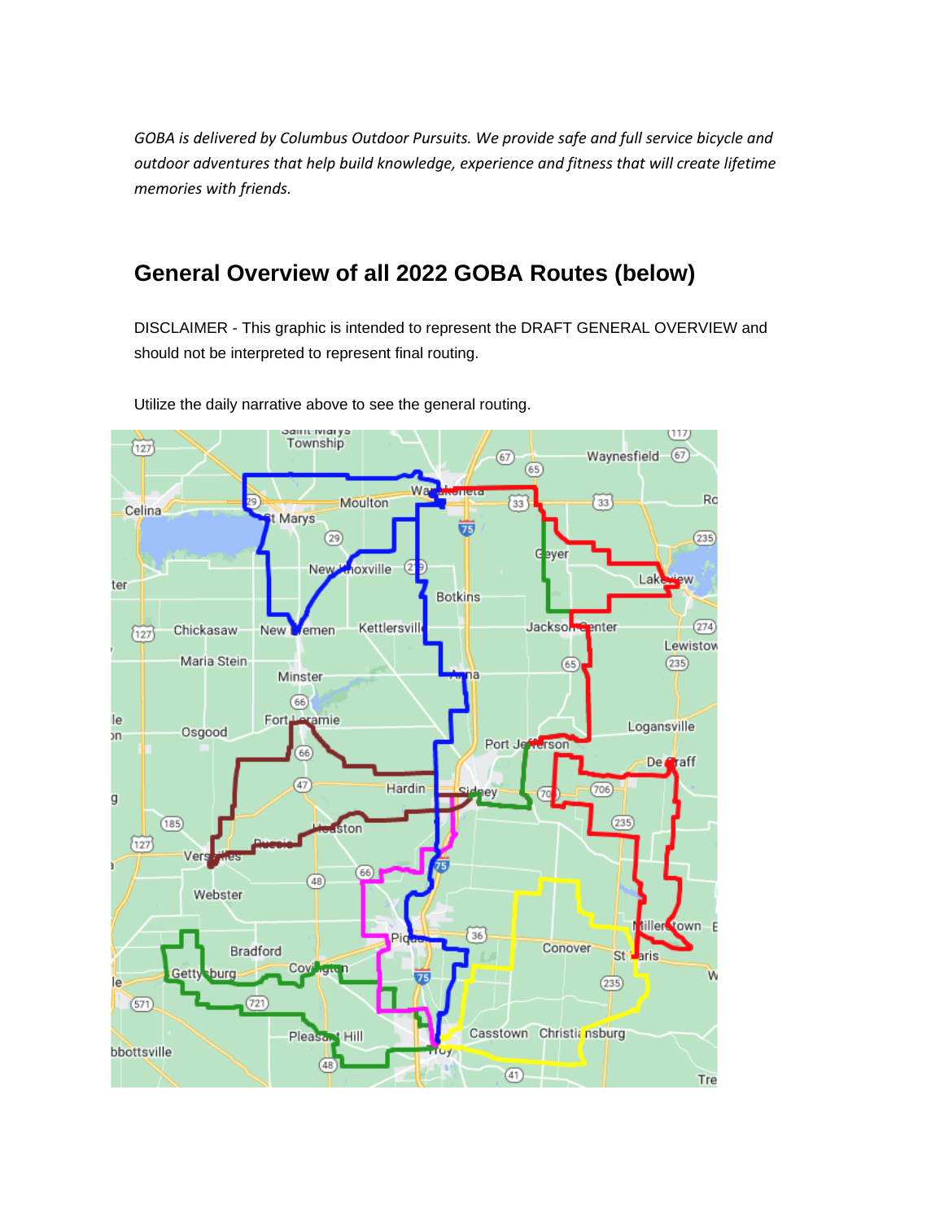*GOBA is delivered by Columbus Outdoor Pursuits. We provide safe and full service bicycle and outdoor adventures that help build knowledge, experience and fitness that will create lifetime memories with friends.*

## General Overview of all 2022 GOBA Routes (below)

DISCLAIMER - This graphic is intended to represent the DRAFT GENERAL OVERVIEW and should not be interpreted to represent final routing.

Utilize the daily narrative above to see the general routing.